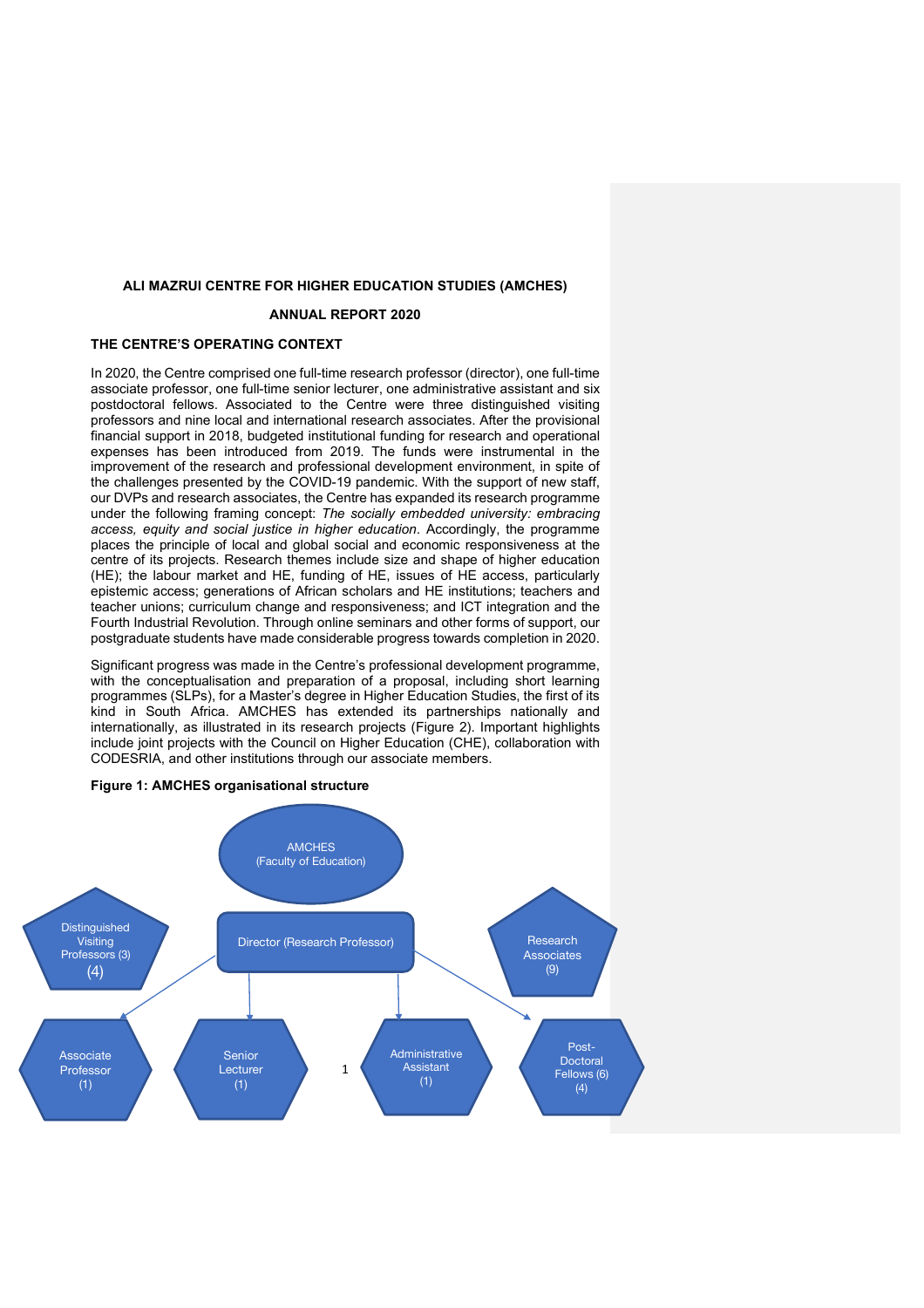**ALI MAZRUI CENTRE FOR HIGHER EDUCATION STUDIES (AMCHES)**

**ANNUAL REPORT 2020**

## THE CENTRE'S OPERATING CONTEXT

In 2020, the Centre comprised one full-time research professor (director), one full-time associate professor, one full-time senior lecturer, one administrative assistant and six postdoctoral fellows. Associated to the Centre were three distinguished visiting professors and nine local and international research associates. After the provisional financial support in 2018, budgeted institutional funding for research and operational expenses has been introduced from 2019. The funds were instrumental in the improvement of the research and professional development environment, in spite of the challenges presented by the COVID-19 pandemic. With the support of new staff, our DVPs and research associates, the Centre has expanded its research programme under the following framing concept: *The socially embedded university: embracing access, equity and social justice in higher education*. Accordingly, the programme places the principle of local and global social and economic responsiveness at the centre of its projects. Research themes include size and shape of higher education (HE); the labour market and HE, funding of HE, issues of HE access, particularly epistemic access; generations of African scholars and HE institutions; teachers and teacher unions; curriculum change and responsiveness; and ICT integration and the Fourth Industrial Revolution. Through online seminars and other forms of support, our postgraduate students have made considerable progress towards completion in 2020.

Significant progress was made in the Centre's professional development programme, with the conceptualisation and preparation of a proposal, including short learning programmes (SLPs), for a Master's degree in Higher Education Studies, the first of its kind in South Africa. AMCHES has extended its partnerships nationally and internationally, as illustrated in its research projects (Figure 2). Important highlights include joint projects with the Council on Higher Education (CHE), collaboration with CODESRIA, and other institutions through our associate members.

**Figure 1: AMCHES organisational structure**

- AMCHES (Faculty of Education)
  - Distinguished Visiting Professors (3) (4)
  - Director (Research Professor)
    - Associate Professor (1)
    - Senior Lecturer (1)
    - Administrative Assistant (1)
    - Post-Doctoral Fellows (6) (4)
  - Research Associates (9)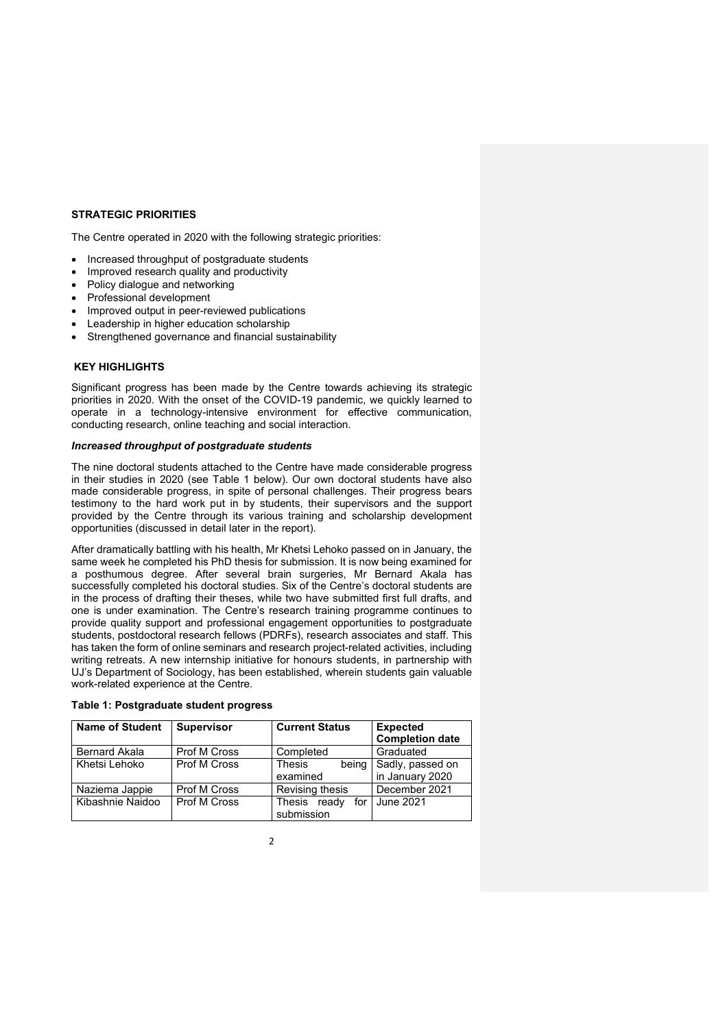## STRATEGIC PRIORITIES

The Centre operated in 2020 with the following strategic priorities:

- Increased throughput of postgraduate students
- Improved research quality and productivity
- Policy dialogue and networking
- Professional development
- Improved output in peer-reviewed publications
- Leadership in higher education scholarship
- Strengthened governance and financial sustainability

## KEY HIGHLIGHTS

Significant progress has been made by the Centre towards achieving its strategic priorities in 2020. With the onset of the COVID-19 pandemic, we quickly learned to operate in a technology-intensive environment for effective communication, conducting research, online teaching and social interaction.

***Increased throughput of postgraduate students***

The nine doctoral students attached to the Centre have made considerable progress in their studies in 2020 (see Table 1 below). Our own doctoral students have also made considerable progress, in spite of personal challenges. Their progress bears testimony to the hard work put in by students, their supervisors and the support provided by the Centre through its various training and scholarship development opportunities (discussed in detail later in the report).

After dramatically battling with his health, Mr Khetsi Lehoko passed on in January, the same week he completed his PhD thesis for submission. It is now being examined for a posthumous degree. After several brain surgeries, Mr Bernard Akala has successfully completed his doctoral studies. Six of the Centre's doctoral students are in the process of drafting their theses, while two have submitted first full drafts, and one is under examination. The Centre's research training programme continues to provide quality support and professional engagement opportunities to postgraduate students, postdoctoral research fellows (PDRFs), research associates and staff. This has taken the form of online seminars and research project-related activities, including writing retreats. A new internship initiative for honours students, in partnership with UJ's Department of Sociology, has been established, wherein students gain valuable work-related experience at the Centre.

**Table 1: Postgraduate student progress**

| Name of Student | Supervisor | Current Status | Expected Completion date |
|---|---|---|---|
| Bernard Akala | Prof M Cross | Completed | Graduated |
| Khetsi Lehoko | Prof M Cross | Thesis being examined | Sadly, passed on in January 2020 |
| Naziema Jappie | Prof M Cross | Revising thesis | December 2021 |
| Kibashnie Naidoo | Prof M Cross | Thesis ready for submission | June 2021 |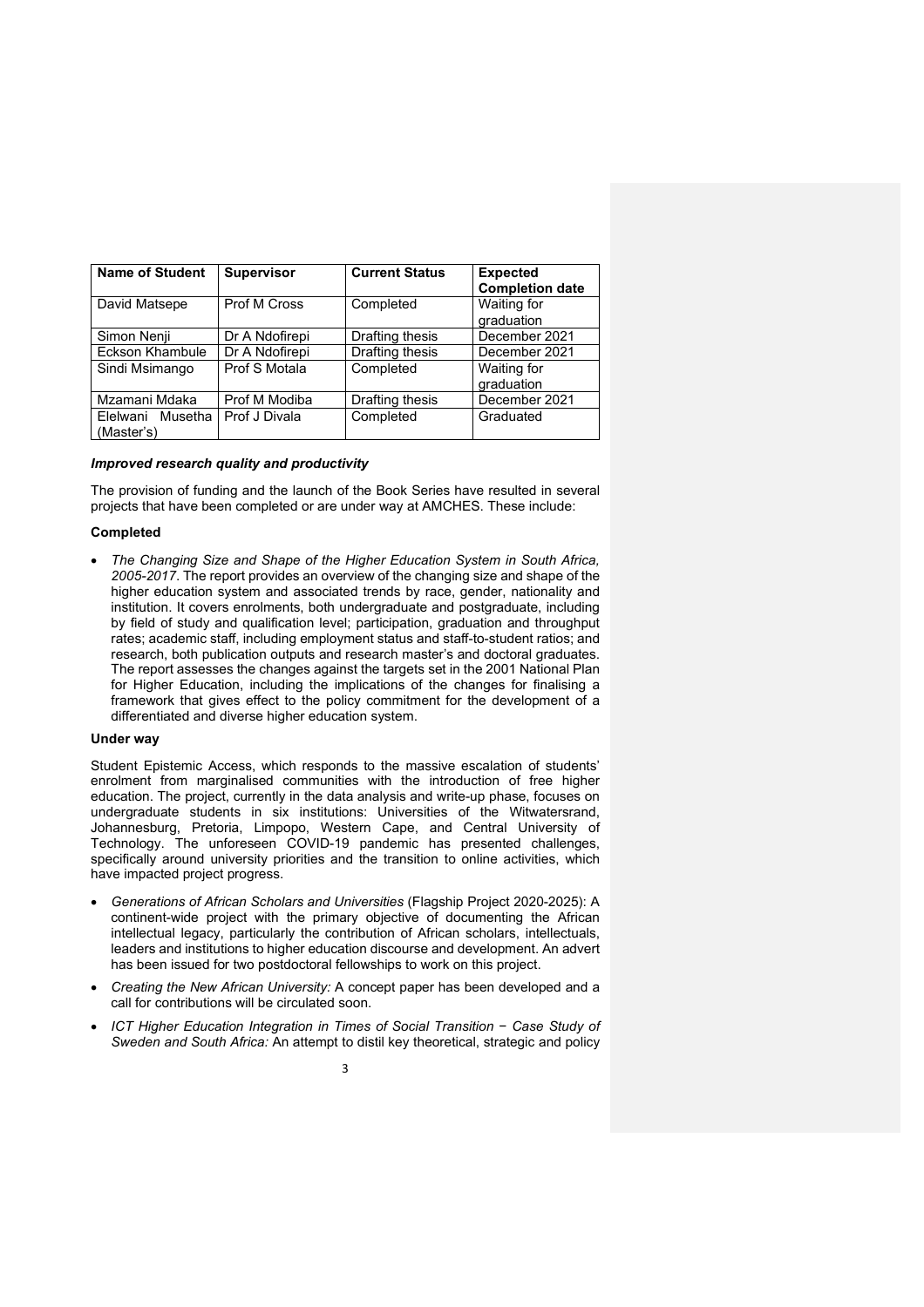| Name of Student | Supervisor | Current Status | Expected Completion date |
|---|---|---|---|
| David Matsepe | Prof M Cross | Completed | Waiting for graduation |
| Simon Nenji | Dr A Ndofirepi | Drafting thesis | December 2021 |
| Eckson Khambule | Dr A Ndofirepi | Drafting thesis | December 2021 |
| Sindi Msimango | Prof S Motala | Completed | Waiting for graduation |
| Mzamani Mdaka | Prof M Modiba | Drafting thesis | December 2021 |
| Elelwani Musetha (Master's) | Prof J Divala | Completed | Graduated |

***Improved research quality and productivity***

The provision of funding and the launch of the Book Series have resulted in several projects that have been completed or are under way at AMCHES. These include:

**Completed**

- *The Changing Size and Shape of the Higher Education System in South Africa, 2005-2017*. The report provides an overview of the changing size and shape of the higher education system and associated trends by race, gender, nationality and institution. It covers enrolments, both undergraduate and postgraduate, including by field of study and qualification level; participation, graduation and throughput rates; academic staff, including employment status and staff-to-student ratios; and research, both publication outputs and research master's and doctoral graduates. The report assesses the changes against the targets set in the 2001 National Plan for Higher Education, including the implications of the changes for finalising a framework that gives effect to the policy commitment for the development of a differentiated and diverse higher education system.

**Under way**

Student Epistemic Access, which responds to the massive escalation of students' enrolment from marginalised communities with the introduction of free higher education. The project, currently in the data analysis and write-up phase, focuses on undergraduate students in six institutions: Universities of the Witwatersrand, Johannesburg, Pretoria, Limpopo, Western Cape, and Central University of Technology. The unforeseen COVID-19 pandemic has presented challenges, specifically around university priorities and the transition to online activities, which have impacted project progress.

- *Generations of African Scholars and Universities* (Flagship Project 2020-2025): A continent-wide project with the primary objective of documenting the African intellectual legacy, particularly the contribution of African scholars, intellectuals, leaders and institutions to higher education discourse and development. An advert has been issued for two postdoctoral fellowships to work on this project.
- *Creating the New African University:* A concept paper has been developed and a call for contributions will be circulated soon.
- *ICT Higher Education Integration in Times of Social Transition − Case Study of Sweden and South Africa:* An attempt to distil key theoretical, strategic and policy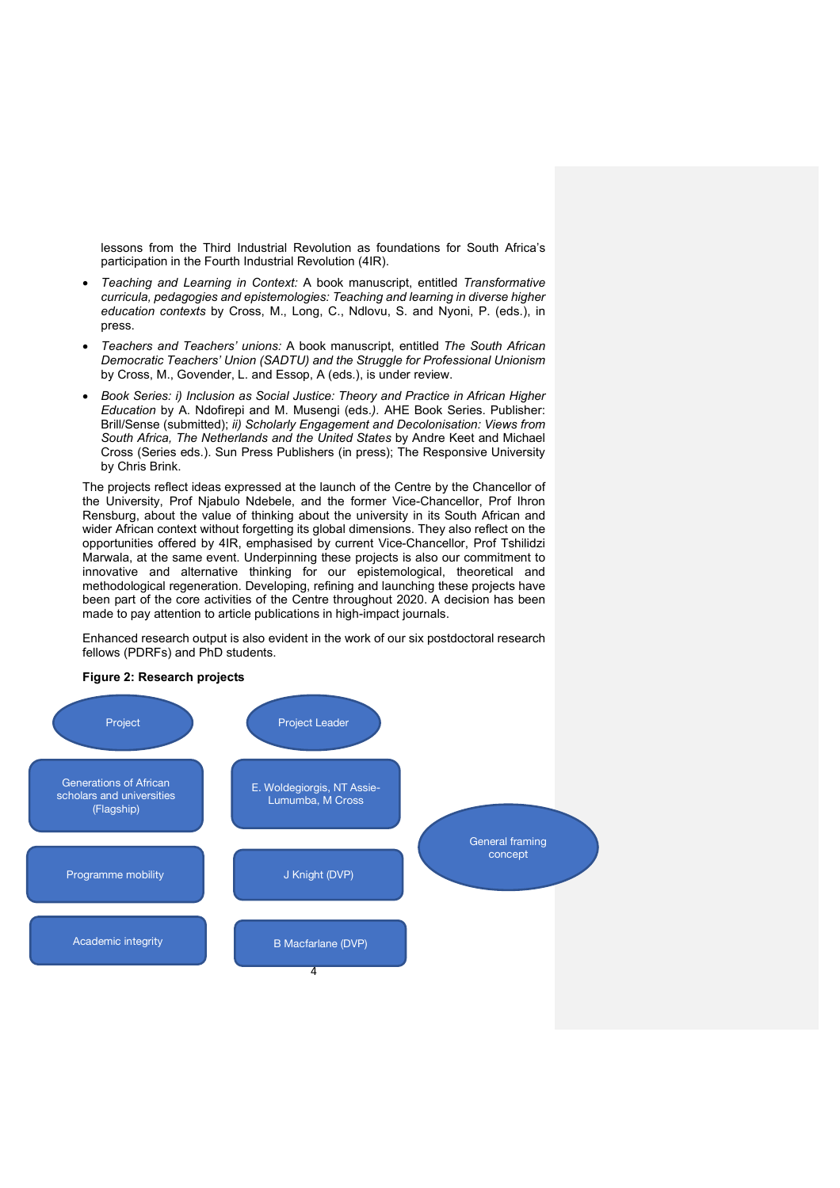lessons from the Third Industrial Revolution as foundations for South Africa's participation in the Fourth Industrial Revolution (4IR).

- *Teaching and Learning in Context:* A book manuscript, entitled *Transformative curricula, pedagogies and epistemologies: Teaching and learning in diverse higher education contexts* by Cross, M., Long, C., Ndlovu, S. and Nyoni, P. (eds.), in press.
- *Teachers and Teachers' unions:* A book manuscript, entitled *The South African Democratic Teachers' Union (SADTU) and the Struggle for Professional Unionism* by Cross, M., Govender, L. and Essop, A (eds.), is under review.
- *Book Series: i) Inclusion as Social Justice: Theory and Practice in African Higher Education* by A. Ndofirepi and M. Musengi (eds.*)*. AHE Book Series. Publisher: Brill/Sense (submitted); *ii) Scholarly Engagement and Decolonisation: Views from South Africa, The Netherlands and the United States* by Andre Keet and Michael Cross (Series eds.). Sun Press Publishers (in press); The Responsive University by Chris Brink.

The projects reflect ideas expressed at the launch of the Centre by the Chancellor of the University, Prof Njabulo Ndebele, and the former Vice-Chancellor, Prof Ihron Rensburg, about the value of thinking about the university in its South African and wider African context without forgetting its global dimensions. They also reflect on the opportunities offered by 4IR, emphasised by current Vice-Chancellor, Prof Tshilidzi Marwala, at the same event. Underpinning these projects is also our commitment to innovative and alternative thinking for our epistemological, theoretical and methodological regeneration. Developing, refining and launching these projects have been part of the core activities of the Centre throughout 2020. A decision has been made to pay attention to article publications in high-impact journals.

Enhanced research output is also evident in the work of our six postdoctoral research fellows (PDRFs) and PhD students.

**Figure 2: Research projects**

| Project | Project Leader |
|---|---|
| Generations of African scholars and universities (Flagship) | E. Woldegiorgis, NT Assie-Lumumba, M Cross |
| Programme mobility | J Knight (DVP) |
| Academic integrity | B Macfarlane (DVP) |

General framing concept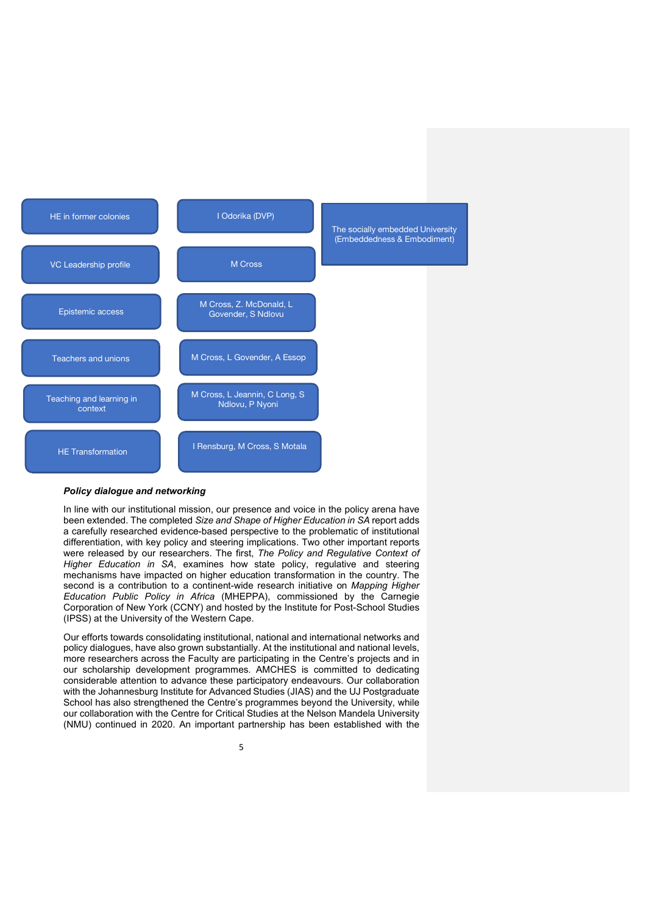| Project | Researchers | Theme |
| --- | --- | --- |
| HE in former colonies | I Odorika (DVP) | The socially embedded University (Embeddedness & Embodiment) |
| VC Leadership profile | M Cross | |
| Epistemic access | M Cross, Z. McDonald, L Govender, S Ndlovu | |
| Teachers and unions | M Cross, L Govender, A Essop | |
| Teaching and learning in context | M Cross, L Jeannin, C Long, S Ndlovu, P Nyoni | |
| HE Transformation | I Rensburg, M Cross, S Motala | |

***Policy dialogue and networking***

In line with our institutional mission, our presence and voice in the policy arena have been extended. The completed *Size and Shape of Higher Education in SA* report adds a carefully researched evidence-based perspective to the problematic of institutional differentiation, with key policy and steering implications. Two other important reports were released by our researchers. The first, *The Policy and Regulative Context of Higher Education in SA*, examines how state policy, regulative and steering mechanisms have impacted on higher education transformation in the country. The second is a contribution to a continent-wide research initiative on *Mapping Higher Education Public Policy in Africa* (MHEPPA), commissioned by the Carnegie Corporation of New York (CCNY) and hosted by the Institute for Post-School Studies (IPSS) at the University of the Western Cape.

Our efforts towards consolidating institutional, national and international networks and policy dialogues, have also grown substantially. At the institutional and national levels, more researchers across the Faculty are participating in the Centre's projects and in our scholarship development programmes. AMCHES is committed to dedicating considerable attention to advance these participatory endeavours. Our collaboration with the Johannesburg Institute for Advanced Studies (JIAS) and the UJ Postgraduate School has also strengthened the Centre's programmes beyond the University, while our collaboration with the Centre for Critical Studies at the Nelson Mandela University (NMU) continued in 2020. An important partnership has been established with the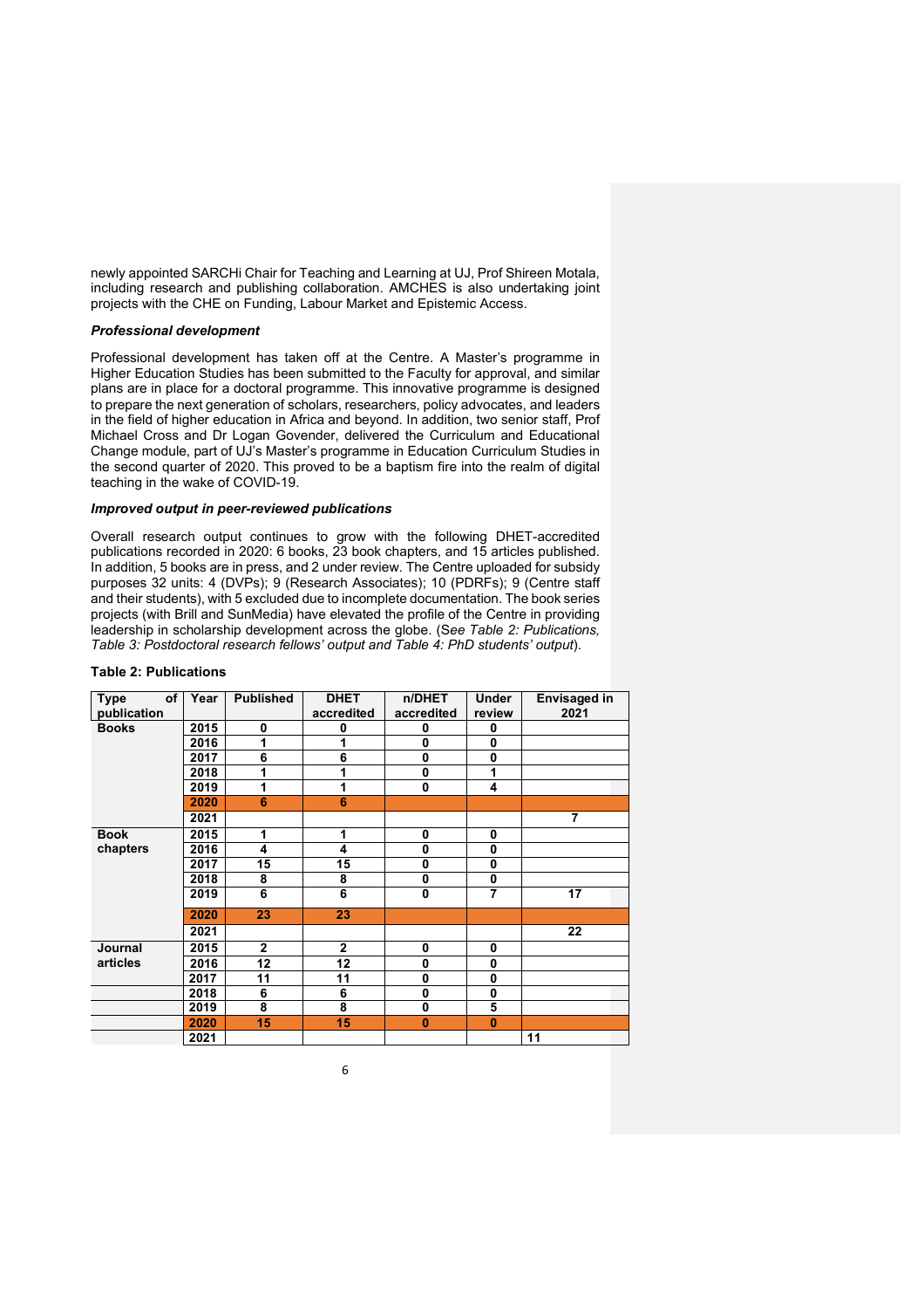newly appointed SARCHi Chair for Teaching and Learning at UJ, Prof Shireen Motala, including research and publishing collaboration. AMCHES is also undertaking joint projects with the CHE on Funding, Labour Market and Epistemic Access.

### *Professional development*

Professional development has taken off at the Centre. A Master's programme in Higher Education Studies has been submitted to the Faculty for approval, and similar plans are in place for a doctoral programme. This innovative programme is designed to prepare the next generation of scholars, researchers, policy advocates, and leaders in the field of higher education in Africa and beyond. In addition, two senior staff, Prof Michael Cross and Dr Logan Govender, delivered the Curriculum and Educational Change module, part of UJ's Master's programme in Education Curriculum Studies in the second quarter of 2020. This proved to be a baptism fire into the realm of digital teaching in the wake of COVID-19.

### *Improved output in peer-reviewed publications*

Overall research output continues to grow with the following DHET-accredited publications recorded in 2020: 6 books, 23 book chapters, and 15 articles published. In addition, 5 books are in press, and 2 under review. The Centre uploaded for subsidy purposes 32 units: 4 (DVPs); 9 (Research Associates); 10 (PDRFs); 9 (Centre staff and their students), with 5 excluded due to incomplete documentation. The book series projects (with Brill and SunMedia) have elevated the profile of the Centre in providing leadership in scholarship development across the globe. (S*ee Table 2: Publications, Table 3: Postdoctoral research fellows' output and Table 4: PhD students' output*).

**Table 2: Publications**

| Type of publication | Year | Published | DHET accredited | n/DHET accredited | Under review | Envisaged in 2021 |
|---|---|---|---|---|---|---|
| **Books** | 2015 | 0 | 0 | 0 | 0 | |
| | 2016 | 1 | 1 | 0 | 0 | |
| | 2017 | 6 | 6 | 0 | 0 | |
| | 2018 | 1 | 1 | 0 | 1 | |
| | 2019 | 1 | 1 | 0 | 4 | |
| | 2020 | 6 | 6 | | | |
| | 2021 | | | | | 7 |
| **Book chapters** | 2015 | 1 | 1 | 0 | 0 | |
| | 2016 | 4 | 4 | 0 | 0 | |
| | 2017 | 15 | 15 | 0 | 0 | |
| | 2018 | 8 | 8 | 0 | 0 | |
| | 2019 | 6 | 6 | 0 | 7 | 17 |
| | 2020 | 23 | 23 | | | |
| | 2021 | | | | | 22 |
| **Journal articles** | 2015 | 2 | 2 | 0 | 0 | |
| | 2016 | 12 | 12 | 0 | 0 | |
| | 2017 | 11 | 11 | 0 | 0 | |
| | 2018 | 6 | 6 | 0 | 0 | |
| | 2019 | 8 | 8 | 0 | 5 | |
| | 2020 | 15 | 15 | 0 | 0 | |
| | 2021 | | | | | 11 |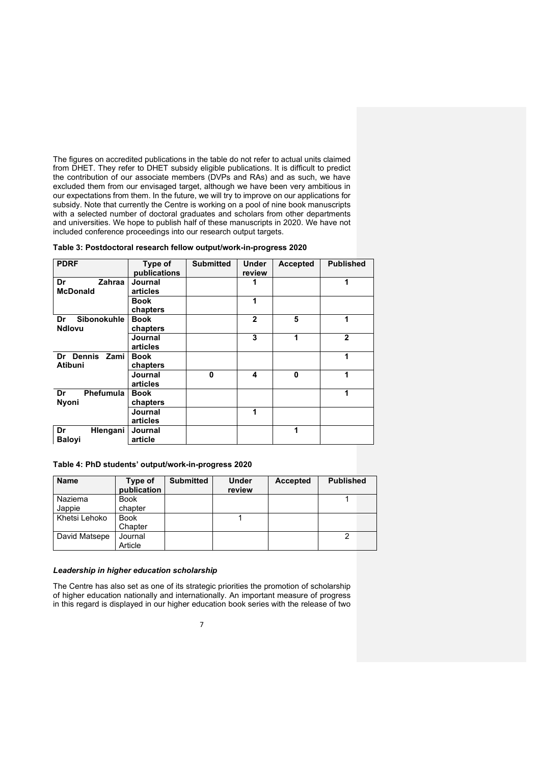The figures on accredited publications in the table do not refer to actual units claimed from DHET. They refer to DHET subsidy eligible publications. It is difficult to predict the contribution of our associate members (DVPs and RAs) and as such, we have excluded them from our envisaged target, although we have been very ambitious in our expectations from them. In the future, we will try to improve on our applications for subsidy. Note that currently the Centre is working on a pool of nine book manuscripts with a selected number of doctoral graduates and scholars from other departments and universities. We hope to publish half of these manuscripts in 2020. We have not included conference proceedings into our research output targets.

**Table 3: Postdoctoral research fellow output/work-in-progress 2020**

| PDRF | Type of publications | Submitted | Under review | Accepted | Published |
|---|---|---|---|---|---|
| **Dr Zahraa McDonald** | **Journal articles** | | **1** | | **1** |
| | **Book chapters** | | **1** | | |
| **Dr Sibonokuhle Ndlovu** | **Book chapters** | | **2** | **5** | **1** |
| | **Journal articles** | | **3** | **1** | **2** |
| **Dr Dennis Zami Atibuni** | **Book chapters** | | | | **1** |
| | **Journal articles** | **0** | **4** | **0** | **1** |
| **Dr Phefumula Nyoni** | **Book chapters** | | | | **1** |
| | **Journal articles** | | **1** | | |
| **Dr Hlengani Baloyi** | **Journal article** | | | **1** | |

**Table 4: PhD students' output/work-in-progress 2020**

| Name | Type of publication | Submitted | Under review | Accepted | Published |
|---|---|---|---|---|---|
| Naziema Jappie | Book chapter | | | | 1 |
| Khetsi Lehoko | Book Chapter | | 1 | | |
| David Matsepe | Journal Article | | | | 2 |

### *Leadership in higher education scholarship*

The Centre has also set as one of its strategic priorities the promotion of scholarship of higher education nationally and internationally. An important measure of progress in this regard is displayed in our higher education book series with the release of two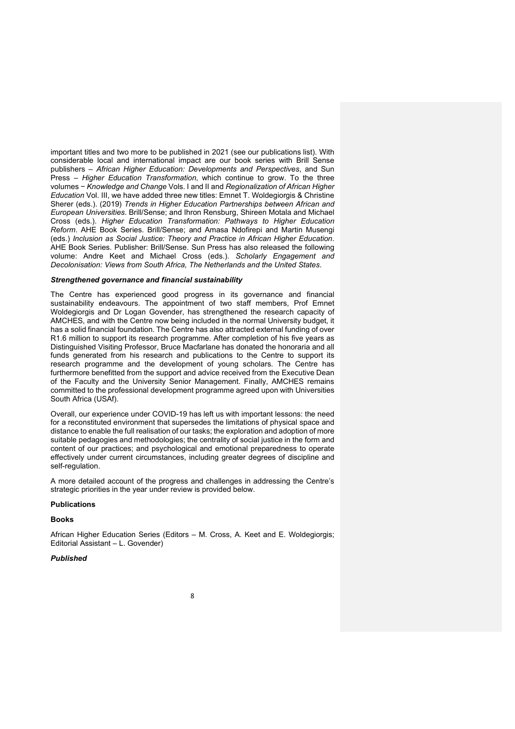important titles and two more to be published in 2021 (see our publications list). With considerable local and international impact are our book series with Brill Sense publishers – *African Higher Education: Developments and Perspectives*, and Sun Press – *Higher Education Transformation*, which continue to grow. To the three volumes − *Knowledge and Change* Vols. I and II and *Regionalization of African Higher Education* Vol. III, we have added three new titles: Emnet T. Woldegiorgis & Christine Sherer (eds.). (2019) *Trends in Higher Education Partnerships between African and European Universities*. Brill/Sense; and Ihron Rensburg, Shireen Motala and Michael Cross (eds.). *Higher Education Transformation: Pathways to Higher Education Reform*. AHE Book Series. Brill/Sense; and Amasa Ndofirepi and Martin Musengi (eds.) *Inclusion as Social Justice: Theory and Practice in African Higher Education*. AHE Book Series. Publisher: Brill/Sense. Sun Press has also released the following volume: Andre Keet and Michael Cross (eds.). *Scholarly Engagement and Decolonisation: Views from South Africa, The Netherlands and the United States*.

***Strengthened governance and financial sustainability***

The Centre has experienced good progress in its governance and financial sustainability endeavours. The appointment of two staff members, Prof Emnet Woldegiorgis and Dr Logan Govender, has strengthened the research capacity of AMCHES, and with the Centre now being included in the normal University budget, it has a solid financial foundation. The Centre has also attracted external funding of over R1.6 million to support its research programme. After completion of his five years as Distinguished Visiting Professor, Bruce Macfarlane has donated the honoraria and all funds generated from his research and publications to the Centre to support its research programme and the development of young scholars. The Centre has furthermore benefitted from the support and advice received from the Executive Dean of the Faculty and the University Senior Management. Finally, AMCHES remains committed to the professional development programme agreed upon with Universities South Africa (USAf).

Overall, our experience under COVID-19 has left us with important lessons: the need for a reconstituted environment that supersedes the limitations of physical space and distance to enable the full realisation of our tasks; the exploration and adoption of more suitable pedagogies and methodologies; the centrality of social justice in the form and content of our practices; and psychological and emotional preparedness to operate effectively under current circumstances, including greater degrees of discipline and self-regulation.

A more detailed account of the progress and challenges in addressing the Centre's strategic priorities in the year under review is provided below.

**Publications**

**Books**

African Higher Education Series (Editors – M. Cross, A. Keet and E. Woldegiorgis; Editorial Assistant – L. Govender)

***Published***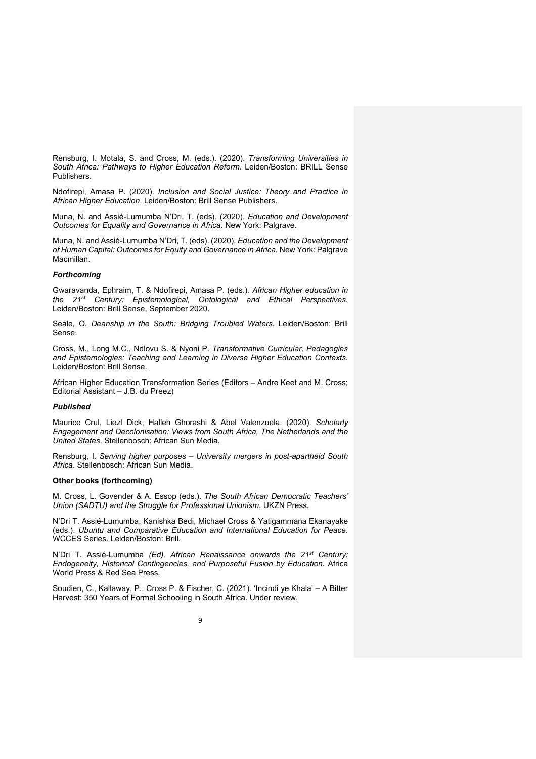Rensburg, I. Motala, S. and Cross, M. (eds.). (2020). *Transforming Universities in South Africa: Pathways to Higher Education Reform*. Leiden/Boston: BRILL Sense Publishers.

Ndofirepi, Amasa P. (2020). *Inclusion and Social Justice: Theory and Practice in African Higher Education*. Leiden/Boston: Brill Sense Publishers.

Muna, N. and Assié-Lumumba N'Dri, T. (eds). (2020). *Education and Development Outcomes for Equality and Governance in Africa*. New York: Palgrave.

Muna, N. and Assié-Lumumba N'Dri, T. (eds). (2020). *Education and the Development of Human Capital: Outcomes for Equity and Governance in Africa.* New York: Palgrave Macmillan.

***Forthcoming***

Gwaravanda, Ephraim, T. & Ndofirepi, Amasa P. (eds.). *African Higher education in the 21st Century: Epistemological, Ontological and Ethical Perspectives.* Leiden/Boston: Brill Sense, September 2020.

Seale, O. *Deanship in the South: Bridging Troubled Waters.* Leiden/Boston: Brill Sense.

Cross, M., Long M.C., Ndlovu S. & Nyoni P. *Transformative Curricular, Pedagogies and Epistemologies: Teaching and Learning in Diverse Higher Education Contexts.* Leiden/Boston: Brill Sense.

African Higher Education Transformation Series (Editors – Andre Keet and M. Cross; Editorial Assistant – J.B. du Preez)

***Published***

Maurice Crul, Liezl Dick, Halleh Ghorashi & Abel Valenzuela. (2020). *Scholarly Engagement and Decolonisation: Views from South Africa, The Netherlands and the United States*. Stellenbosch: African Sun Media.

Rensburg, I. *Serving higher purposes – University mergers in post-apartheid South Africa*. Stellenbosch: African Sun Media.

**Other books (forthcoming)**

M. Cross, L. Govender & A. Essop (eds.). *The South African Democratic Teachers' Union (SADTU) and the Struggle for Professional Unionism*. UKZN Press.

N'Dri T. Assié-Lumumba, Kanishka Bedi, Michael Cross & Yatigammana Ekanayake (eds.). *Ubuntu and Comparative Education and International Education for Peace*. WCCES Series. Leiden/Boston: Brill.

N'Dri T. Assié-Lumumba *(Ed). African Renaissance onwards the 21st Century: Endogeneity, Historical Contingencies, and Purposeful Fusion by Education.* Africa World Press & Red Sea Press.

Soudien, C., Kallaway, P., Cross P. & Fischer, C. (2021). 'Incindi ye Khala' – A Bitter Harvest: 350 Years of Formal Schooling in South Africa. Under review.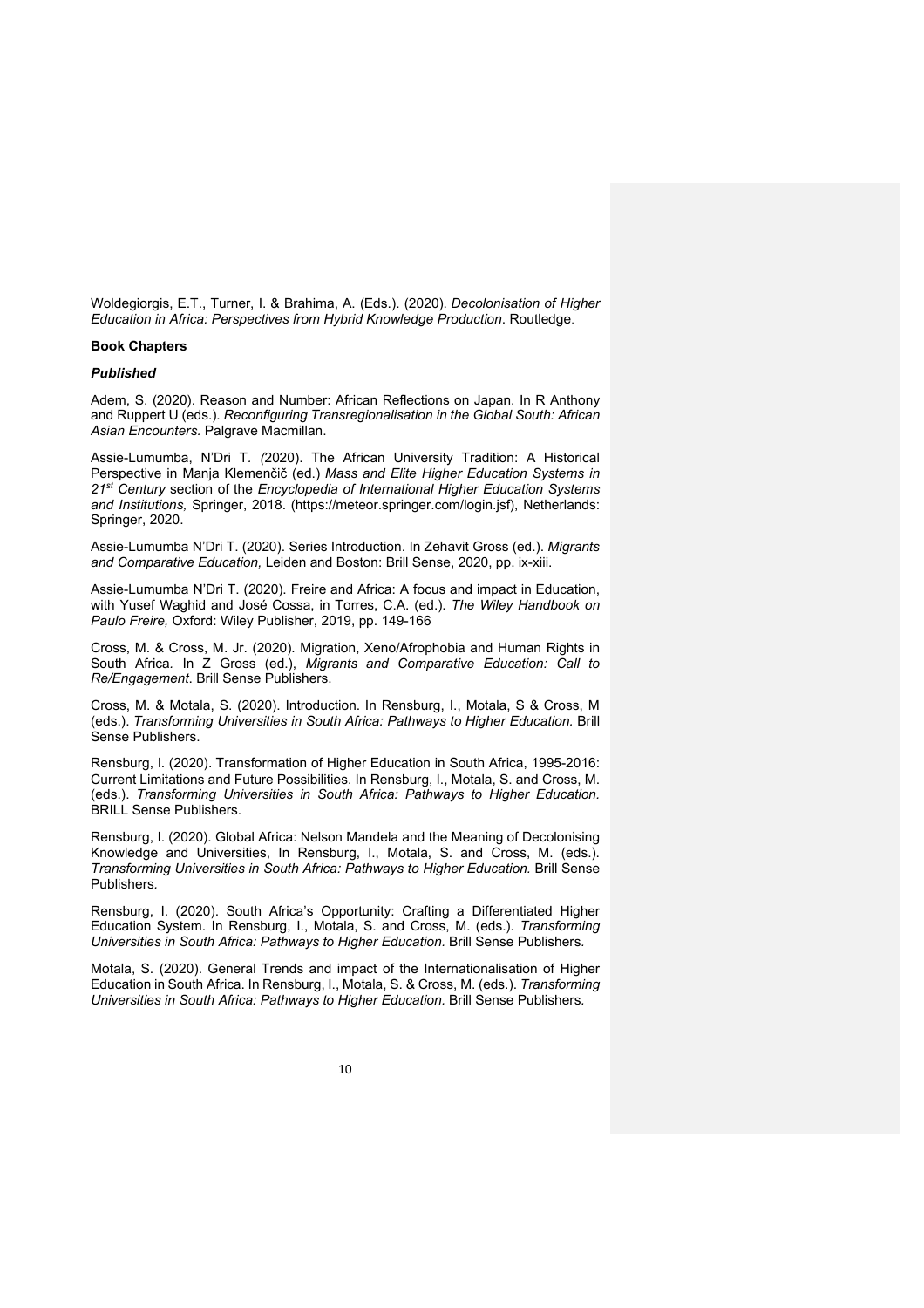Woldegiorgis, E.T., Turner, I. & Brahima, A. (Eds.). (2020). *Decolonisation of Higher Education in Africa: Perspectives from Hybrid Knowledge Production*. Routledge.

**Book Chapters**

***Published***

Adem, S. (2020). Reason and Number: African Reflections on Japan. In R Anthony and Ruppert U (eds.). *Reconfiguring Transregionalisation in the Global South: African Asian Encounters.* Palgrave Macmillan.

Assie-Lumumba, N'Dri T. *(*2020). The African University Tradition: A Historical Perspective in Manja Klemenčič (ed.) *Mass and Elite Higher Education Systems in 21st Century* section of the *Encyclopedia of International Higher Education Systems and Institutions,* Springer, 2018. (https://meteor.springer.com/login.jsf), Netherlands: Springer, 2020.

Assie-Lumumba N'Dri T. (2020). Series Introduction. In Zehavit Gross (ed.). *Migrants and Comparative Education,* Leiden and Boston: Brill Sense, 2020, pp. ix-xiii.

Assie-Lumumba N'Dri T. (2020). Freire and Africa: A focus and impact in Education, with Yusef Waghid and José Cossa, in Torres, C.A. (ed.). *The Wiley Handbook on Paulo Freire,* Oxford: Wiley Publisher, 2019, pp. 149-166

Cross, M. & Cross, M. Jr. (2020). Migration, Xeno/Afrophobia and Human Rights in South Africa. In Z Gross (ed.), *Migrants and Comparative Education: Call to Re/Engagement*. Brill Sense Publishers.

Cross, M. & Motala, S. (2020). Introduction. In Rensburg, I., Motala, S & Cross, M (eds.). *Transforming Universities in South Africa: Pathways to Higher Education.* Brill Sense Publishers.

Rensburg, I. (2020). Transformation of Higher Education in South Africa, 1995-2016: Current Limitations and Future Possibilities. In Rensburg, I., Motala, S. and Cross, M. (eds.). *Transforming Universities in South Africa: Pathways to Higher Education.* BRILL Sense Publishers.

Rensburg, I. (2020). Global Africa: Nelson Mandela and the Meaning of Decolonising Knowledge and Universities, In Rensburg, I., Motala, S. and Cross, M. (eds.). *Transforming Universities in South Africa: Pathways to Higher Education.* Brill Sense Publishers.

Rensburg, I. (2020). South Africa's Opportunity: Crafting a Differentiated Higher Education System. In Rensburg, I., Motala, S. and Cross, M. (eds.). *Transforming Universities in South Africa: Pathways to Higher Education.* Brill Sense Publishers.

Motala, S. (2020). General Trends and impact of the Internationalisation of Higher Education in South Africa. In Rensburg, I., Motala, S. & Cross, M. (eds.). *Transforming Universities in South Africa: Pathways to Higher Education.* Brill Sense Publishers.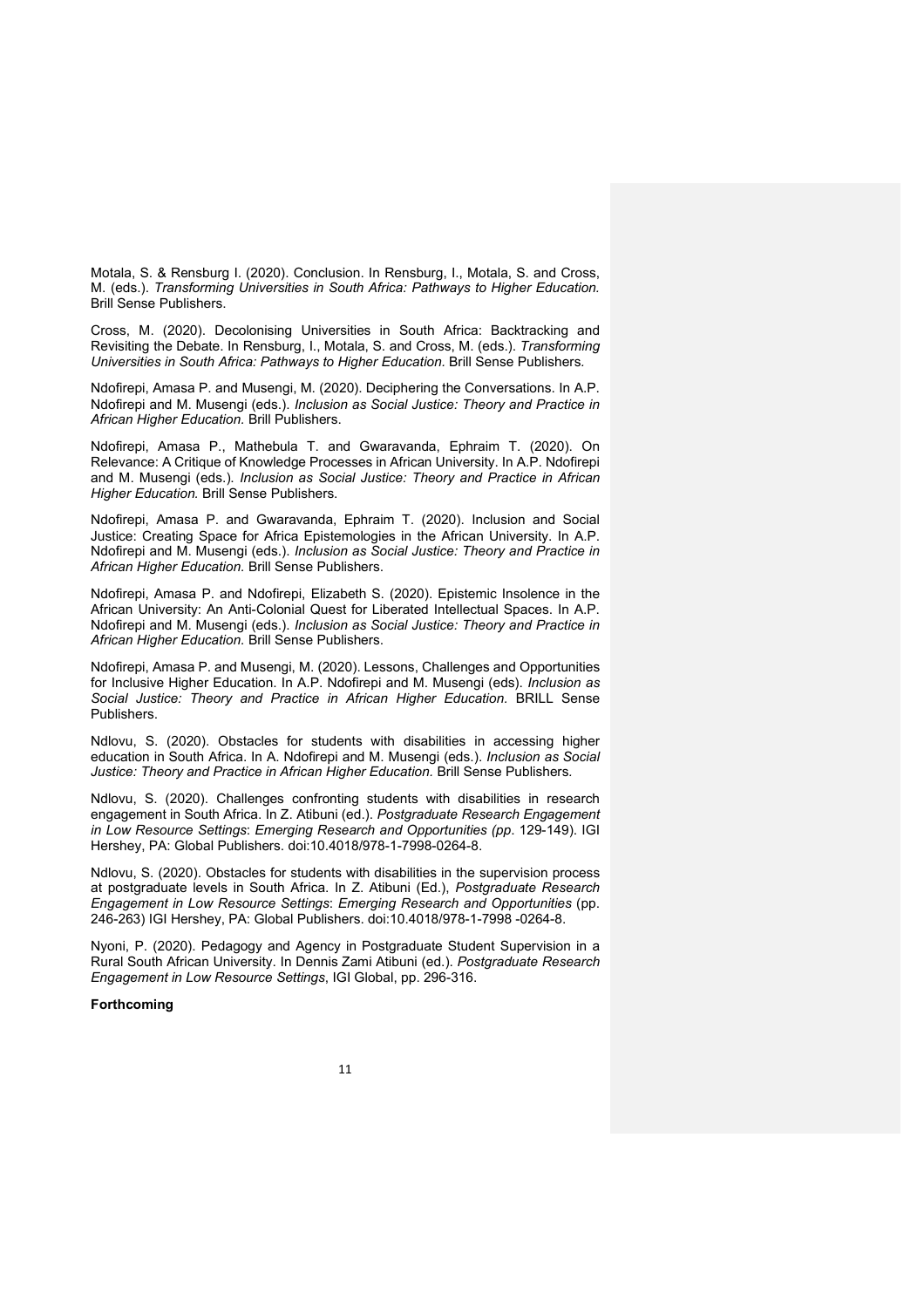Motala, S. & Rensburg I. (2020). Conclusion. In Rensburg, I., Motala, S. and Cross, M. (eds.). *Transforming Universities in South Africa: Pathways to Higher Education.* Brill Sense Publishers.

Cross, M. (2020). Decolonising Universities in South Africa: Backtracking and Revisiting the Debate. In Rensburg, I., Motala, S. and Cross, M. (eds.). *Transforming Universities in South Africa: Pathways to Higher Education*. Brill Sense Publishers.

Ndofirepi, Amasa P. and Musengi, M. (2020). Deciphering the Conversations. In A.P. Ndofirepi and M. Musengi (eds.). *Inclusion as Social Justice: Theory and Practice in African Higher Education.* Brill Publishers.

Ndofirepi, Amasa P., Mathebula T. and Gwaravanda, Ephraim T. (2020). On Relevance: A Critique of Knowledge Processes in African University. In A.P. Ndofirepi and M. Musengi (eds.). *Inclusion as Social Justice: Theory and Practice in African Higher Education.* Brill Sense Publishers.

Ndofirepi, Amasa P. and Gwaravanda, Ephraim T. (2020). Inclusion and Social Justice: Creating Space for Africa Epistemologies in the African University. In A.P. Ndofirepi and M. Musengi (eds.). *Inclusion as Social Justice: Theory and Practice in African Higher Education.* Brill Sense Publishers.

Ndofirepi, Amasa P. and Ndofirepi, Elizabeth S. (2020). Epistemic Insolence in the African University: An Anti-Colonial Quest for Liberated Intellectual Spaces. In A.P. Ndofirepi and M. Musengi (eds.). *Inclusion as Social Justice: Theory and Practice in African Higher Education.* Brill Sense Publishers.

Ndofirepi, Amasa P. and Musengi, M. (2020). Lessons, Challenges and Opportunities for Inclusive Higher Education. In A.P. Ndofirepi and M. Musengi (eds). *Inclusion as Social Justice: Theory and Practice in African Higher Education.* BRILL Sense Publishers.

Ndlovu, S. (2020). Obstacles for students with disabilities in accessing higher education in South Africa. In A. Ndofirepi and M. Musengi (eds.). *Inclusion as Social Justice: Theory and Practice in African Higher Education.* Brill Sense Publishers.

Ndlovu, S. (2020). Challenges confronting students with disabilities in research engagement in South Africa. In Z. Atibuni (ed.). *Postgraduate Research Engagement in Low Resource Settings*: *Emerging Research and Opportunities (pp*. 129-149). IGI Hershey, PA: Global Publishers. doi:10.4018/978-1-7998-0264-8.

Ndlovu, S. (2020). Obstacles for students with disabilities in the supervision process at postgraduate levels in South Africa. In Z. Atibuni (Ed.), *Postgraduate Research Engagement in Low Resource Settings*: *Emerging Research and Opportunities* (pp. 246-263) IGI Hershey, PA: Global Publishers. doi:10.4018/978-1-7998 -0264-8.

Nyoni, P. (2020). Pedagogy and Agency in Postgraduate Student Supervision in a Rural South African University. In Dennis Zami Atibuni (ed.). *Postgraduate Research Engagement in Low Resource Settings*, IGI Global, pp. 296-316.

**Forthcoming**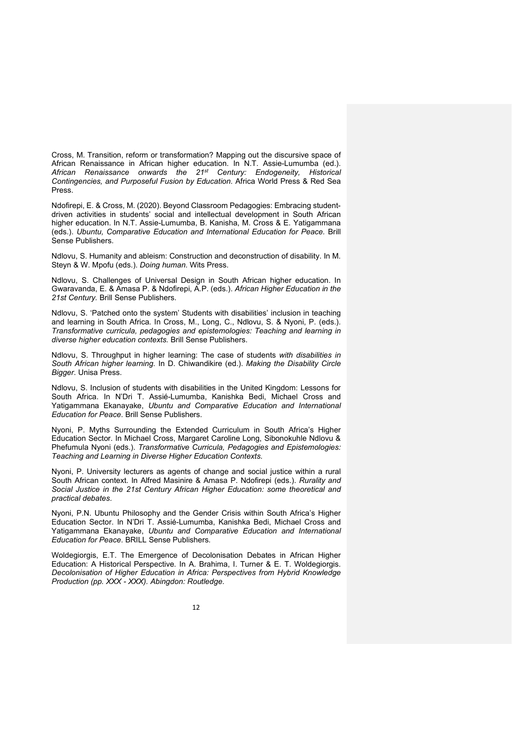Cross, M. Transition, reform or transformation? Mapping out the discursive space of African Renaissance in African higher education. In N.T. Assie-Lumumba (ed.). *African Renaissance onwards the 21st Century: Endogeneity, Historical Contingencies, and Purposeful Fusion by Education.* Africa World Press & Red Sea Press.

Ndofirepi, E. & Cross, M. (2020). Beyond Classroom Pedagogies: Embracing student-driven activities in students' social and intellectual development in South African higher education. In N.T. Assie-Lumumba, B. Kanisha, M. Cross & E. Yatigammana (eds.). *Ubuntu, Comparative Education and International Education for Peace.* Brill Sense Publishers.

Ndlovu, S. Humanity and ableism: Construction and deconstruction of disability. In M. Steyn & W. Mpofu (eds.). *Doing human.* Wits Press.

Ndlovu, S. Challenges of Universal Design in South African higher education. In Gwaravanda, E. & Amasa P. & Ndofirepi, A.P. (eds.). *African Higher Education in the 21st Century.* Brill Sense Publishers.

Ndlovu, S. 'Patched onto the system' Students with disabilities' inclusion in teaching and learning in South Africa. In Cross, M., Long, C., Ndlovu, S. & Nyoni, P. (eds.). *Transformative curricula, pedagogies and epistemologies: Teaching and learning in diverse higher education contexts.* Brill Sense Publishers.

Ndlovu, S. Throughput in higher learning: The case of students *with disabilities in South African higher learning.* In D. Chiwandikire (ed.). *Making the Disability Circle Bigger*. Unisa Press.

Ndlovu, S. Inclusion of students with disabilities in the United Kingdom: Lessons for South Africa. In N'Dri T. Assié-Lumumba, Kanishka Bedi, Michael Cross and Yatigammana Ekanayake, *Ubuntu and Comparative Education and International Education for Peace*. Brill Sense Publishers.

Nyoni, P. Myths Surrounding the Extended Curriculum in South Africa's Higher Education Sector. In Michael Cross, Margaret Caroline Long, Sibonokuhle Ndlovu & Phefumula Nyoni (eds.). *Transformative Curricula, Pedagogies and Epistemologies: Teaching and Learning in Diverse Higher Education Contexts.*

Nyoni, P. University lecturers as agents of change and social justice within a rural South African context. In Alfred Masinire & Amasa P. Ndofirepi (eds.). *Rurality and Social Justice in the 21st Century African Higher Education: some theoretical and practical debates*.

Nyoni, P.N. Ubuntu Philosophy and the Gender Crisis within South Africa's Higher Education Sector. In N'Dri T. Assié-Lumumba, Kanishka Bedi, Michael Cross and Yatigammana Ekanayake, *Ubuntu and Comparative Education and International Education for Peace*. BRILL Sense Publishers.

Woldegiorgis, E.T. The Emergence of Decolonisation Debates in African Higher Education: A Historical Perspective. In A. Brahima, I. Turner & E. T. Woldegiorgis. *Decolonisation of Higher Education in Africa: Perspectives from Hybrid Knowledge Production (pp. XXX - XXX). Abingdon: Routledge.*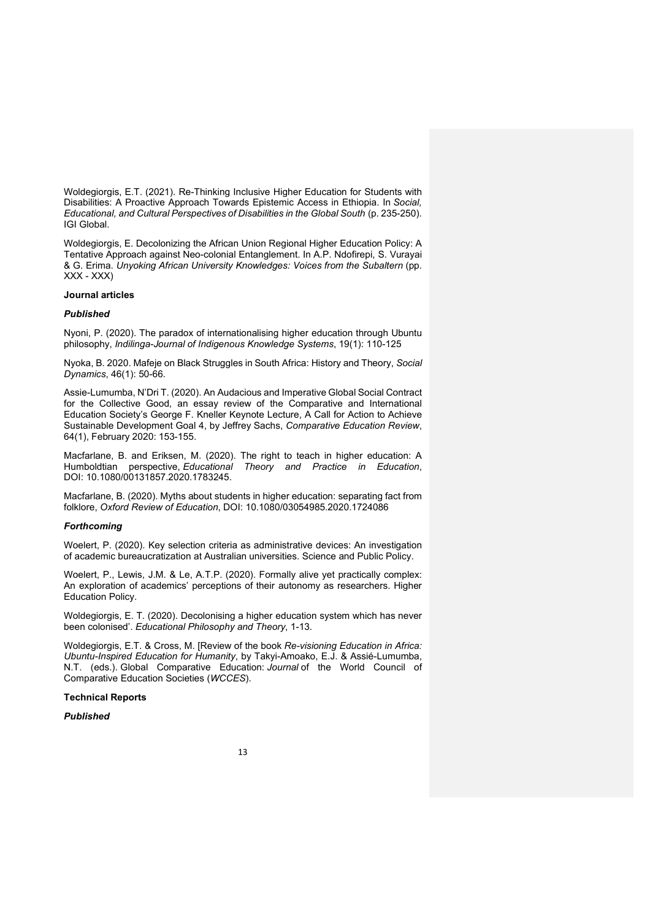Woldegiorgis, E.T. (2021). Re-Thinking Inclusive Higher Education for Students with Disabilities: A Proactive Approach Towards Epistemic Access in Ethiopia. In *Social, Educational, and Cultural Perspectives of Disabilities in the Global South* (p. 235-250). IGI Global.

Woldegiorgis, E. Decolonizing the African Union Regional Higher Education Policy: A Tentative Approach against Neo-colonial Entanglement. In A.P. Ndofirepi, S. Vurayai & G. Erima. *Unyoking African University Knowledges: Voices from the Subaltern* (pp. XXX - XXX)

**Journal articles**

***Published***

Nyoni, P. (2020). The paradox of internationalising higher education through Ubuntu philosophy, *Indilinga-Journal of Indigenous Knowledge Systems*, 19(1): 110-125

Nyoka, B. 2020. Mafeje on Black Struggles in South Africa: History and Theory, *Social Dynamics*, 46(1): 50-66.

Assie-Lumumba, N'Dri T. (2020). An Audacious and Imperative Global Social Contract for the Collective Good, an essay review of the Comparative and International Education Society's George F. Kneller Keynote Lecture, A Call for Action to Achieve Sustainable Development Goal 4, by Jeffrey Sachs, *Comparative Education Review*, 64(1), February 2020: 153-155.

Macfarlane, B. and Eriksen, M. (2020). The right to teach in higher education: A Humboldtian perspective, *Educational Theory and Practice in Education*, DOI: 10.1080/00131857.2020.1783245.

Macfarlane, B. (2020). Myths about students in higher education: separating fact from folklore, *Oxford Review of Education*, DOI: 10.1080/03054985.2020.1724086

***Forthcoming***

Woelert, P. (2020). Key selection criteria as administrative devices: An investigation of academic bureaucratization at Australian universities. Science and Public Policy.

Woelert, P., Lewis, J.M. & Le, A.T.P. (2020). Formally alive yet practically complex: An exploration of academics' perceptions of their autonomy as researchers. Higher Education Policy.

Woldegiorgis, E. T. (2020). Decolonising a higher education system which has never been colonised'. *Educational Philosophy and Theory*, 1-13.

Woldegiorgis, E.T. & Cross, M. [Review of the book *Re-visioning Education in Africa: Ubuntu-Inspired Education for Humanity*, by Takyi-Amoako, E.J. & Assié-Lumumba, N.T. (eds.). Global Comparative Education: *Journal* of the World Council of Comparative Education Societies (*WCCES*).

**Technical Reports**

***Published***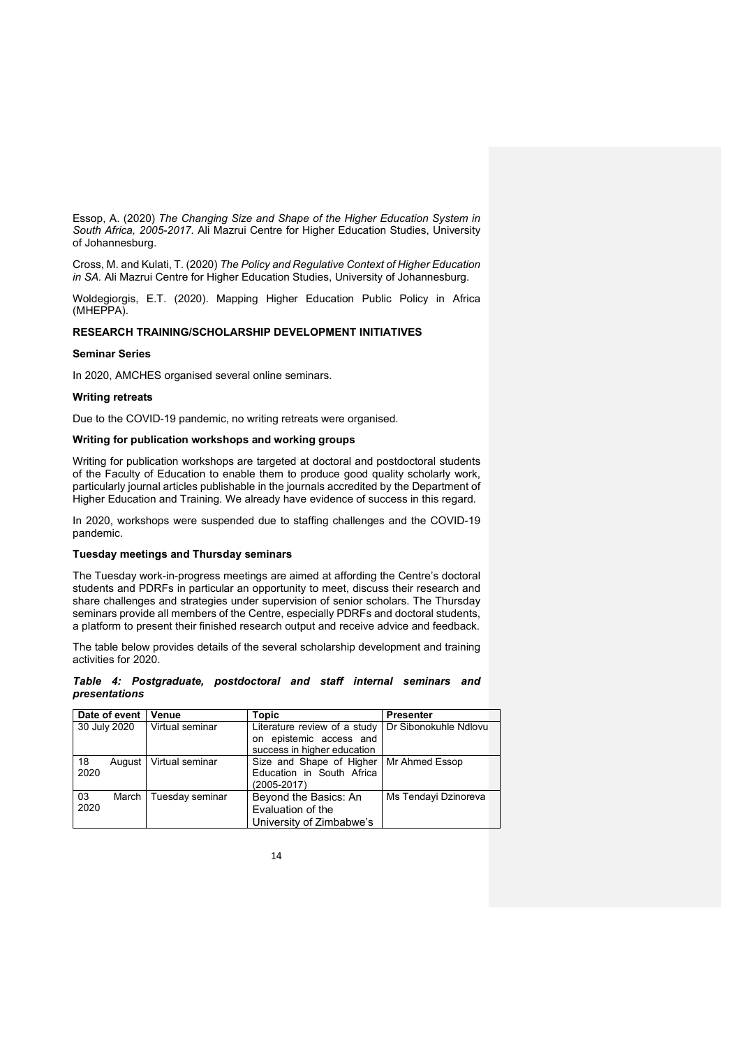Essop, A. (2020) *The Changing Size and Shape of the Higher Education System in South Africa, 2005-2017*. Ali Mazrui Centre for Higher Education Studies, University of Johannesburg.

Cross, M. and Kulati, T. (2020) *The Policy and Regulative Context of Higher Education in SA.* Ali Mazrui Centre for Higher Education Studies, University of Johannesburg.

Woldegiorgis, E.T. (2020). Mapping Higher Education Public Policy in Africa (MHEPPA).

**RESEARCH TRAINING/SCHOLARSHIP DEVELOPMENT INITIATIVES**

**Seminar Series**

In 2020, AMCHES organised several online seminars.

**Writing retreats**

Due to the COVID-19 pandemic, no writing retreats were organised.

**Writing for publication workshops and working groups**

Writing for publication workshops are targeted at doctoral and postdoctoral students of the Faculty of Education to enable them to produce good quality scholarly work, particularly journal articles publishable in the journals accredited by the Department of Higher Education and Training. We already have evidence of success in this regard.

In 2020, workshops were suspended due to staffing challenges and the COVID-19 pandemic.

**Tuesday meetings and Thursday seminars**

The Tuesday work-in-progress meetings are aimed at affording the Centre's doctoral students and PDRFs in particular an opportunity to meet, discuss their research and share challenges and strategies under supervision of senior scholars. The Thursday seminars provide all members of the Centre, especially PDRFs and doctoral students, a platform to present their finished research output and receive advice and feedback.

The table below provides details of the several scholarship development and training activities for 2020.

***Table 4: Postgraduate, postdoctoral and staff internal seminars and presentations***

| Date of event | Venue | Topic | Presenter |
|---|---|---|---|
| 30 July 2020 | Virtual seminar | Literature review of a study on epistemic access and success in higher education | Dr Sibonokuhle Ndlovu |
| 18 August 2020 | Virtual seminar | Size and Shape of Higher Education in South Africa (2005-2017) | Mr Ahmed Essop |
| 03 March 2020 | Tuesday seminar | Beyond the Basics: An Evaluation of the University of Zimbabwe's | Ms Tendayi Dzinoreva |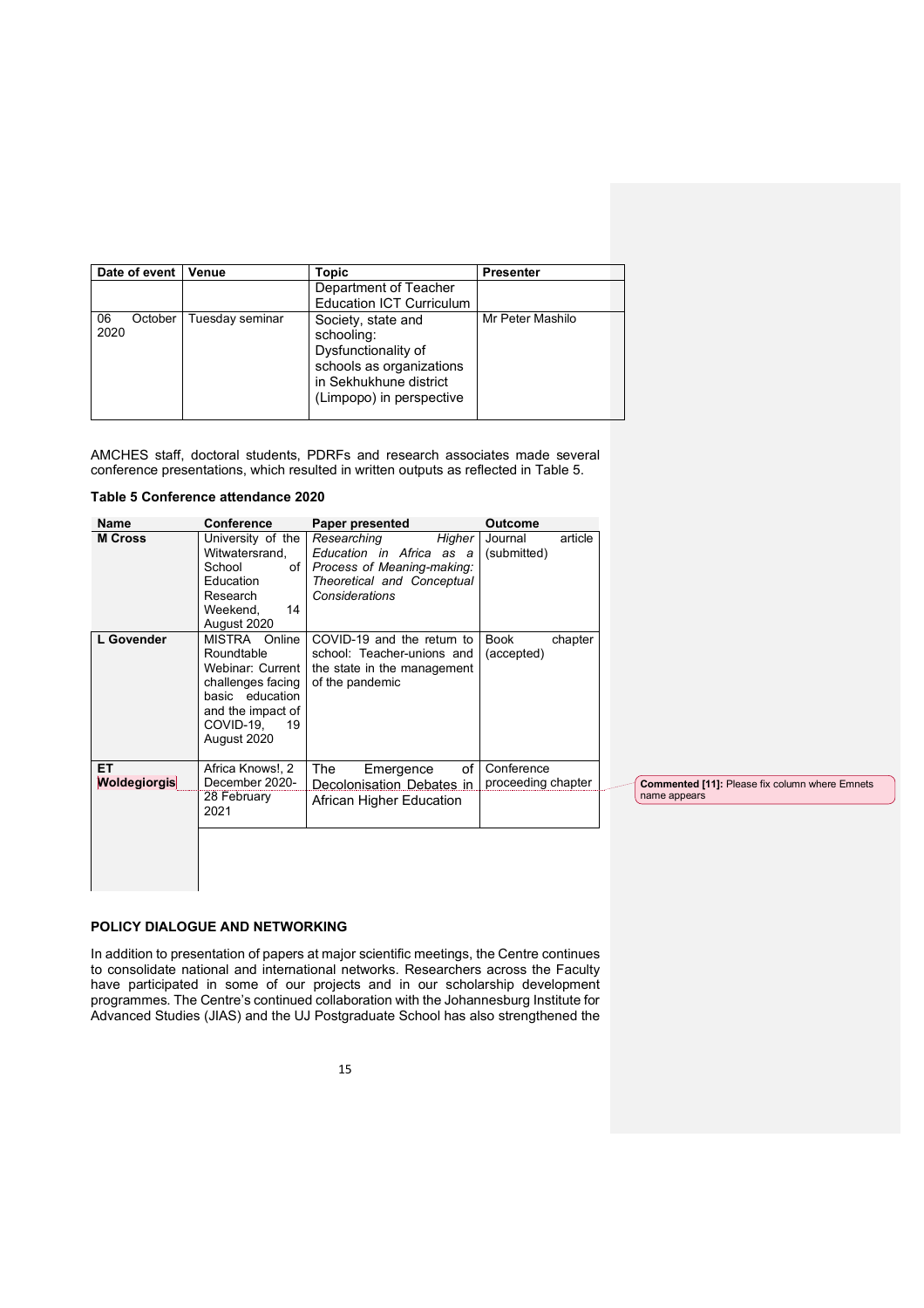| Date of event | Venue | Topic | Presenter |
|---|---|---|---|
| | | Department of Teacher Education ICT Curriculum | |
| 06 October 2020 | Tuesday seminar | Society, state and schooling: Dysfunctionality of schools as organizations in Sekhukhune district (Limpopo) in perspective | Mr Peter Mashilo |

AMCHES staff, doctoral students, PDRFs and research associates made several conference presentations, which resulted in written outputs as reflected in Table 5.

**Table 5 Conference attendance 2020**

| Name | Conference | Paper presented | Outcome |
|---|---|---|---|
| **M Cross** | University of the Witwatersrand, School of Education Research Weekend, 14 August 2020 | *Researching Higher Education in Africa as a Process of Meaning-making: Theoretical and Conceptual Considerations* | Journal article (submitted) |
| **L Govender** | MISTRA Online Roundtable Webinar: Current challenges facing basic education and the impact of COVID-19, 19 August 2020 | COVID-19 and the return to school: Teacher-unions and the state in the management of the pandemic | Book chapter (accepted) |
| **ET Woldegiorgis** | Africa Knows!, 2 December 2020-28 February 2021 | The Emergence of Decolonisation Debates in African Higher Education | Conference proceeding chapter |

## POLICY DIALOGUE AND NETWORKING

In addition to presentation of papers at major scientific meetings, the Centre continues to consolidate national and international networks. Researchers across the Faculty have participated in some of our projects and in our scholarship development programmes. The Centre's continued collaboration with the Johannesburg Institute for Advanced Studies (JIAS) and the UJ Postgraduate School has also strengthened the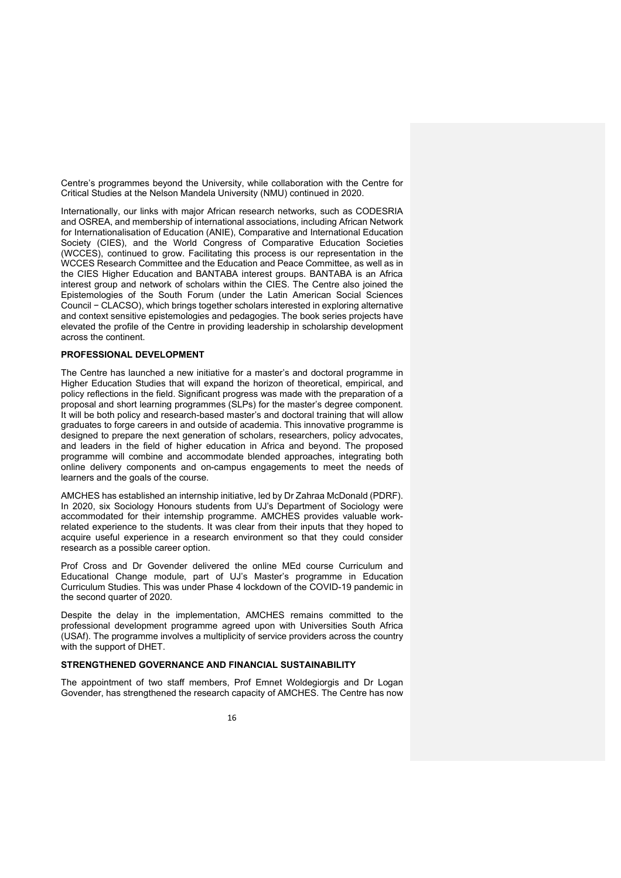Centre's programmes beyond the University, while collaboration with the Centre for Critical Studies at the Nelson Mandela University (NMU) continued in 2020.

Internationally, our links with major African research networks, such as CODESRIA and OSREA, and membership of international associations, including African Network for Internationalisation of Education (ANIE), Comparative and International Education Society (CIES), and the World Congress of Comparative Education Societies (WCCES), continued to grow. Facilitating this process is our representation in the WCCES Research Committee and the Education and Peace Committee, as well as in the CIES Higher Education and BANTABA interest groups. BANTABA is an Africa interest group and network of scholars within the CIES. The Centre also joined the Epistemologies of the South Forum (under the Latin American Social Sciences Council − CLACSO), which brings together scholars interested in exploring alternative and context sensitive epistemologies and pedagogies. The book series projects have elevated the profile of the Centre in providing leadership in scholarship development across the continent.

**PROFESSIONAL DEVELOPMENT**

The Centre has launched a new initiative for a master's and doctoral programme in Higher Education Studies that will expand the horizon of theoretical, empirical, and policy reflections in the field. Significant progress was made with the preparation of a proposal and short learning programmes (SLPs) for the master's degree component. It will be both policy and research-based master's and doctoral training that will allow graduates to forge careers in and outside of academia. This innovative programme is designed to prepare the next generation of scholars, researchers, policy advocates, and leaders in the field of higher education in Africa and beyond. The proposed programme will combine and accommodate blended approaches, integrating both online delivery components and on-campus engagements to meet the needs of learners and the goals of the course.

AMCHES has established an internship initiative, led by Dr Zahraa McDonald (PDRF). In 2020, six Sociology Honours students from UJ's Department of Sociology were accommodated for their internship programme. AMCHES provides valuable work-related experience to the students. It was clear from their inputs that they hoped to acquire useful experience in a research environment so that they could consider research as a possible career option.

Prof Cross and Dr Govender delivered the online MEd course Curriculum and Educational Change module, part of UJ's Master's programme in Education Curriculum Studies. This was under Phase 4 lockdown of the COVID-19 pandemic in the second quarter of 2020.

Despite the delay in the implementation, AMCHES remains committed to the professional development programme agreed upon with Universities South Africa (USAf). The programme involves a multiplicity of service providers across the country with the support of DHET.

**STRENGTHENED GOVERNANCE AND FINANCIAL SUSTAINABILITY**

The appointment of two staff members, Prof Emnet Woldegiorgis and Dr Logan Govender, has strengthened the research capacity of AMCHES. The Centre has now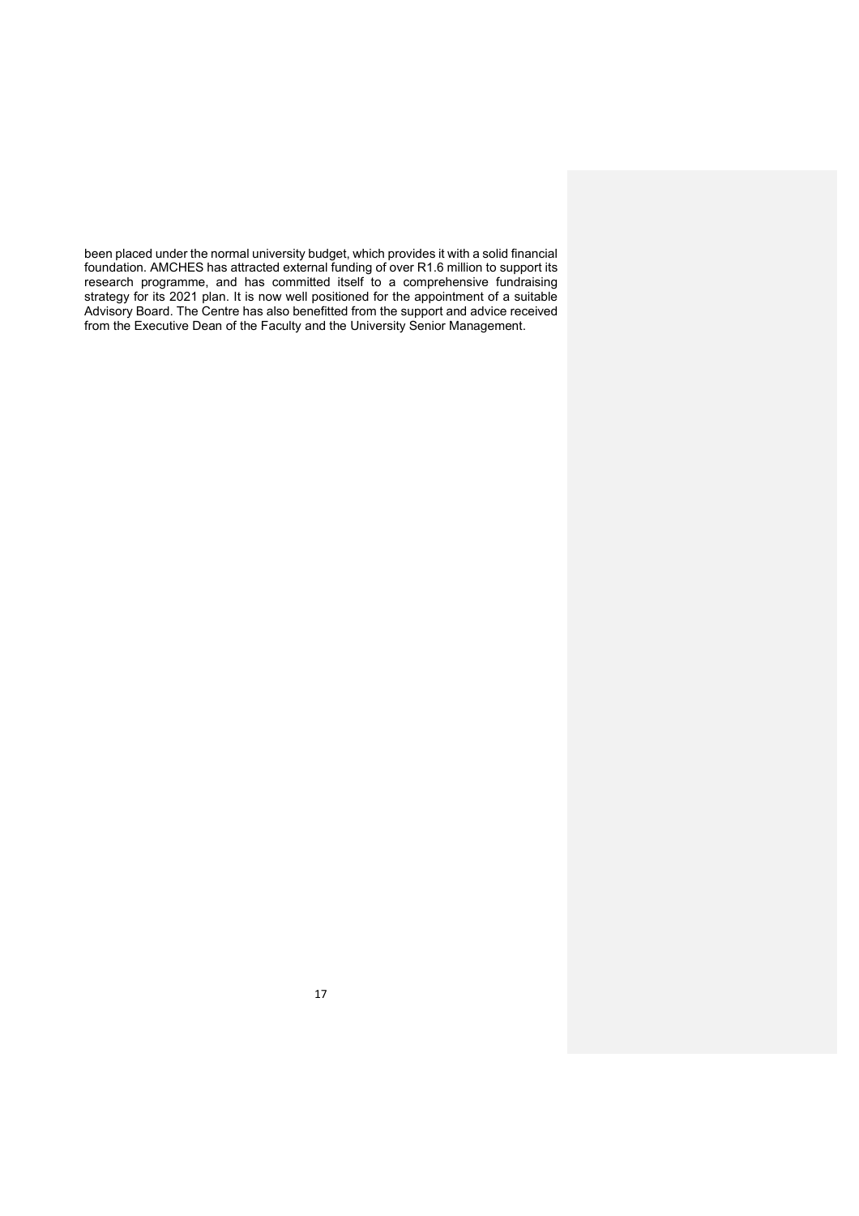been placed under the normal university budget, which provides it with a solid financial foundation. AMCHES has attracted external funding of over R1.6 million to support its research programme, and has committed itself to a comprehensive fundraising strategy for its 2021 plan. It is now well positioned for the appointment of a suitable Advisory Board. The Centre has also benefitted from the support and advice received from the Executive Dean of the Faculty and the University Senior Management.